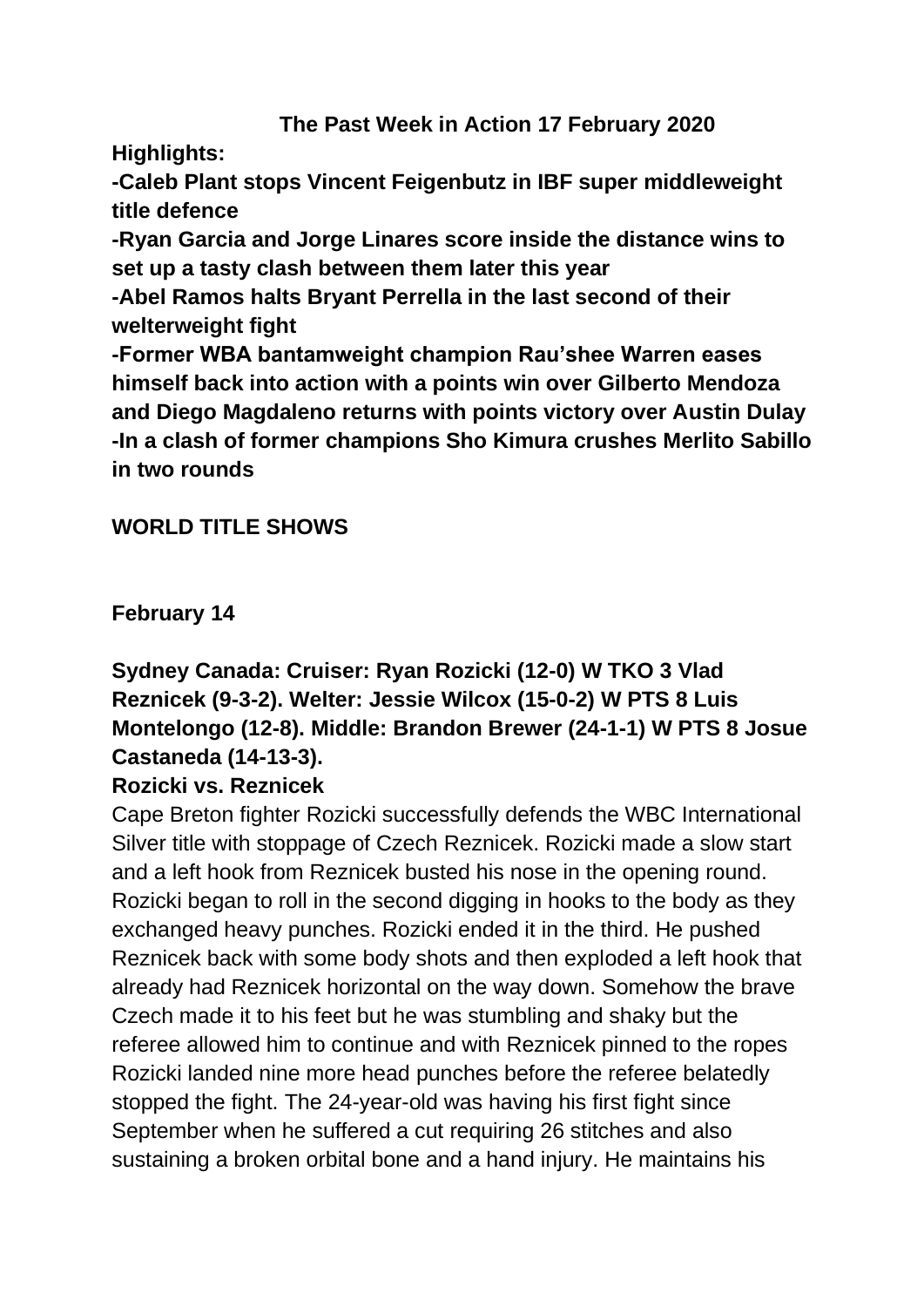# The Past Week in Action 17 February 2020

**Highlights:**

**-Caleb Plant stops Vincent Feigenbutz in IBF super middleweight title defence**

**-Ryan Garcia and Jorge Linares score inside the distance wins to set up a tasty clash between them later this year**

**-Abel Ramos halts Bryant Perrella in the last second of their welterweight fight**

**-Former WBA bantamweight champion Rau'shee Warren eases himself back into action with a points win over Gilberto Mendoza and Diego Magdaleno returns with points victory over Austin Dulay**

**-In a clash of former champions Sho Kimura crushes Merlito Sabillo in two rounds**

## WORLD TITLE SHOWS

### February 14

**Sydney Canada: Cruiser: Ryan Rozicki (12-0) W TKO 3 Vlad Reznicek (9-3-2). Welter: Jessie Wilcox (15-0-2) W PTS 8 Luis Montelongo (12-8). Middle: Brandon Brewer (24-1-1) W PTS 8 Josue Castaneda (14-13-3).**

**Rozicki vs. Reznicek**

Cape Breton fighter Rozicki successfully defends the WBC International Silver title with stoppage of Czech Reznicek. Rozicki made a slow start and a left hook from Reznicek busted his nose in the opening round. Rozicki began to roll in the second digging in hooks to the body as they exchanged heavy punches. Rozicki ended it in the third. He pushed Reznicek back with some body shots and then exploded a left hook that already had Reznicek horizontal on the way down. Somehow the brave Czech made it to his feet but he was stumbling and shaky but the referee allowed him to continue and with Reznicek pinned to the ropes Rozicki landed nine more head punches before the referee belatedly stopped the fight. The 24-year-old was having his first fight since September when he suffered a cut requiring 26 stitches and also sustaining a broken orbital bone and a hand injury. He maintains his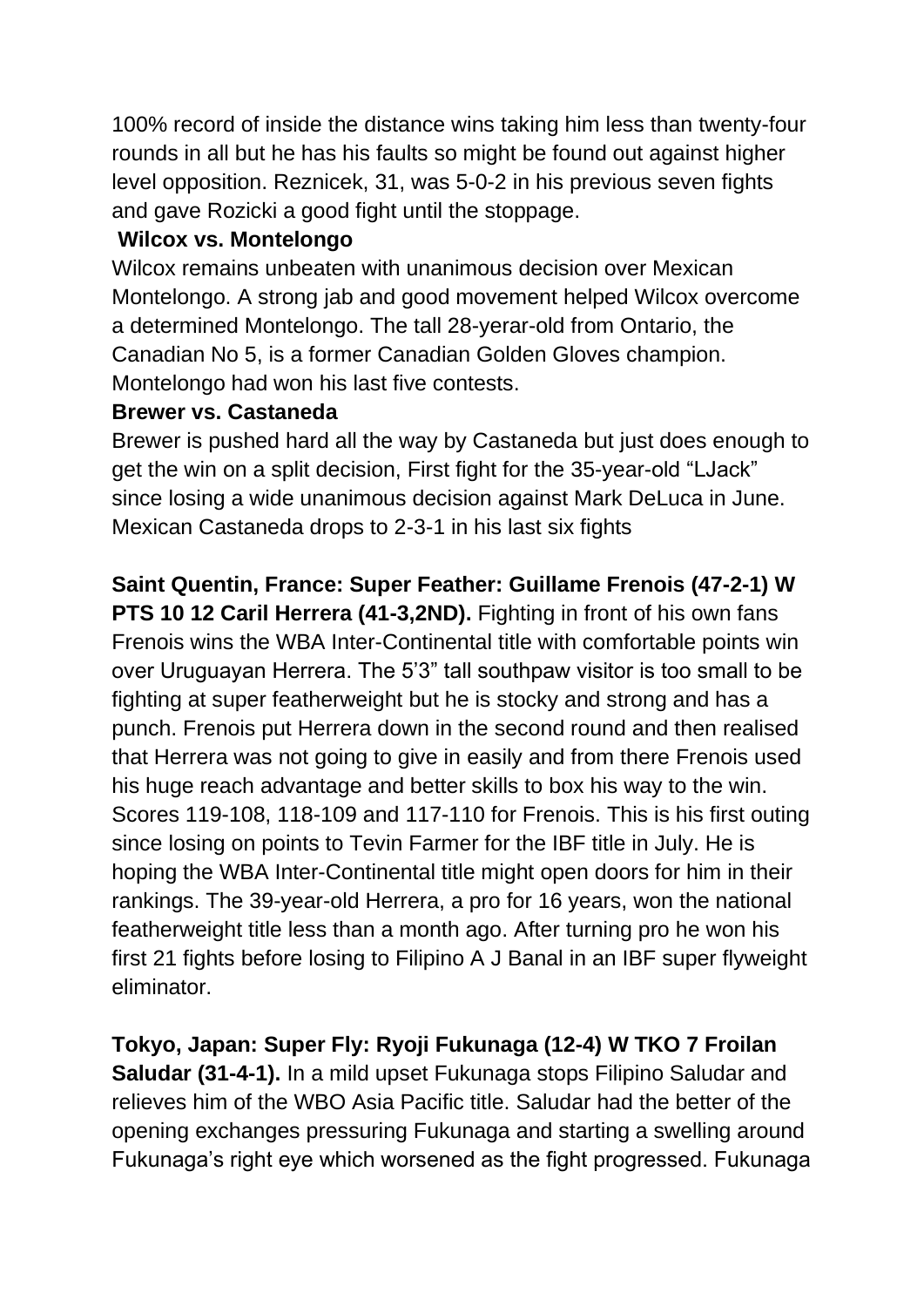100% record of inside the distance wins taking him less than twenty-four rounds in all but he has his faults so might be found out against higher level opposition. Reznicek, 31, was 5-0-2 in his previous seven fights and gave Rozicki a good fight until the stoppage.

**Wilcox vs. Montelongo**

Wilcox remains unbeaten with unanimous decision over Mexican Montelongo. A strong jab and good movement helped Wilcox overcome a determined Montelongo. The tall 28-yerar-old from Ontario, the Canadian No 5, is a former Canadian Golden Gloves champion. Montelongo had won his last five contests.

**Brewer vs. Castaneda**

Brewer is pushed hard all the way by Castaneda but just does enough to get the win on a split decision, First fight for the 35-year-old "LJack" since losing a wide unanimous decision against Mark DeLuca in June. Mexican Castaneda drops to 2-3-1 in his last six fights

**Saint Quentin, France: Super Feather: Guillame Frenois (47-2-1) W PTS 10 12 Caril Herrera (41-3,2ND).** Fighting in front of his own fans Frenois wins the WBA Inter-Continental title with comfortable points win over Uruguayan Herrera. The 5'3" tall southpaw visitor is too small to be fighting at super featherweight but he is stocky and strong and has a punch. Frenois put Herrera down in the second round and then realised that Herrera was not going to give in easily and from there Frenois used his huge reach advantage and better skills to box his way to the win. Scores 119-108, 118-109 and 117-110 for Frenois. This is his first outing since losing on points to Tevin Farmer for the IBF title in July. He is hoping the WBA Inter-Continental title might open doors for him in their rankings. The 39-year-old Herrera, a pro for 16 years, won the national featherweight title less than a month ago. After turning pro he won his first 21 fights before losing to Filipino A J Banal in an IBF super flyweight eliminator.

**Tokyo, Japan: Super Fly: Ryoji Fukunaga (12-4) W TKO 7 Froilan Saludar (31-4-1).** In a mild upset Fukunaga stops Filipino Saludar and relieves him of the WBO Asia Pacific title. Saludar had the better of the opening exchanges pressuring Fukunaga and starting a swelling around Fukunaga's right eye which worsened as the fight progressed. Fukunaga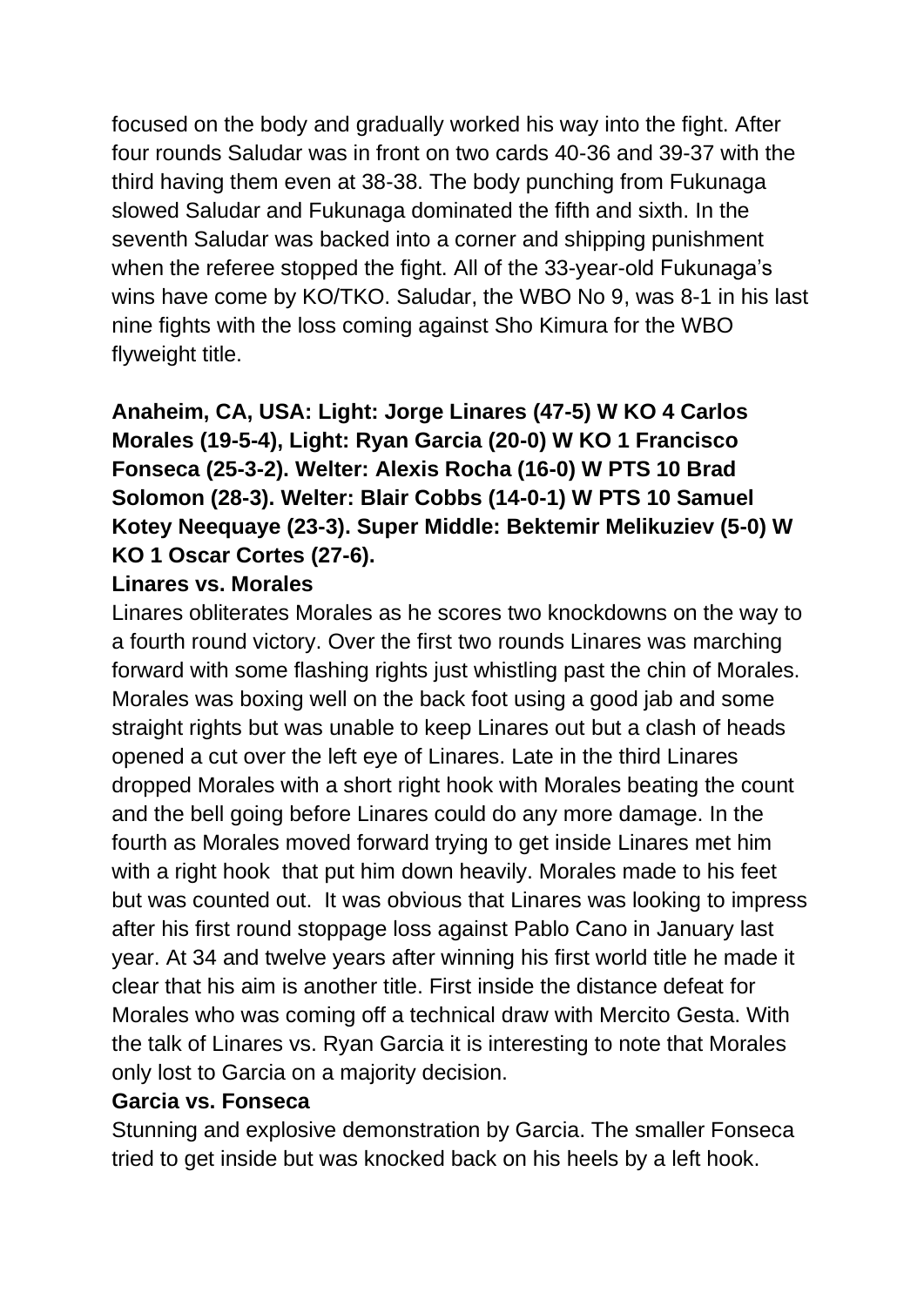focused on the body and gradually worked his way into the fight. After four rounds Saludar was in front on two cards 40-36 and 39-37 with the third having them even at 38-38. The body punching from Fukunaga slowed Saludar and Fukunaga dominated the fifth and sixth. In the seventh Saludar was backed into a corner and shipping punishment when the referee stopped the fight. All of the 33-year-old Fukunaga's wins have come by KO/TKO. Saludar, the WBO No 9, was 8-1 in his last nine fights with the loss coming against Sho Kimura for the WBO flyweight title.

**Anaheim, CA, USA: Light: Jorge Linares (47-5) W KO 4 Carlos Morales (19-5-4), Light: Ryan Garcia (20-0) W KO 1 Francisco Fonseca (25-3-2). Welter: Alexis Rocha (16-0) W PTS 10 Brad Solomon (28-3). Welter: Blair Cobbs (14-0-1) W PTS 10 Samuel Kotey Neequaye (23-3). Super Middle: Bektemir Melikuziev (5-0) W KO 1 Oscar Cortes (27-6).**

**Linares vs. Morales**

Linares obliterates Morales as he scores two knockdowns on the way to a fourth round victory. Over the first two rounds Linares was marching forward with some flashing rights just whistling past the chin of Morales. Morales was boxing well on the back foot using a good jab and some straight rights but was unable to keep Linares out but a clash of heads opened a cut over the left eye of Linares. Late in the third Linares dropped Morales with a short right hook with Morales beating the count and the bell going before Linares could do any more damage. In the fourth as Morales moved forward trying to get inside Linares met him with a right hook that put him down heavily. Morales made to his feet but was counted out. It was obvious that Linares was looking to impress after his first round stoppage loss against Pablo Cano in January last year. At 34 and twelve years after winning his first world title he made it clear that his aim is another title. First inside the distance defeat for Morales who was coming off a technical draw with Mercito Gesta. With the talk of Linares vs. Ryan Garcia it is interesting to note that Morales only lost to Garcia on a majority decision.

**Garcia vs. Fonseca**

Stunning and explosive demonstration by Garcia. The smaller Fonseca tried to get inside but was knocked back on his heels by a left hook.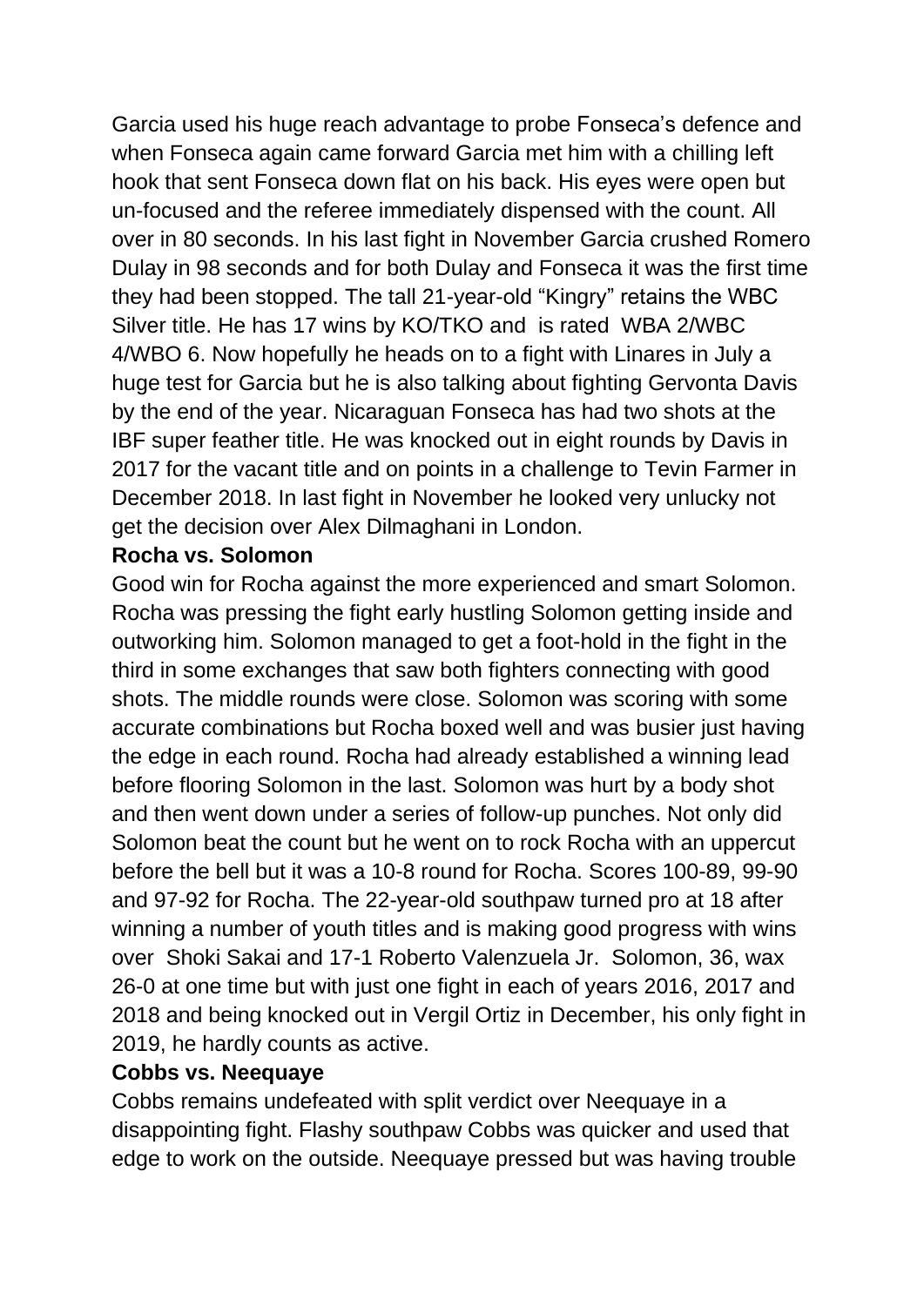Garcia used his huge reach advantage to probe Fonseca's defence and when Fonseca again came forward Garcia met him with a chilling left hook that sent Fonseca down flat on his back. His eyes were open but un-focused and the referee immediately dispensed with the count. All over in 80 seconds. In his last fight in November Garcia crushed Romero Dulay in 98 seconds and for both Dulay and Fonseca it was the first time they had been stopped. The tall 21-year-old "Kingry" retains the WBC Silver title. He has 17 wins by KO/TKO and is rated WBA 2/WBC 4/WBO 6. Now hopefully he heads on to a fight with Linares in July a huge test for Garcia but he is also talking about fighting Gervonta Davis by the end of the year. Nicaraguan Fonseca has had two shots at the IBF super feather title. He was knocked out in eight rounds by Davis in 2017 for the vacant title and on points in a challenge to Tevin Farmer in December 2018. In last fight in November he looked very unlucky not get the decision over Alex Dilmaghani in London.

**Rocha vs. Solomon**

Good win for Rocha against the more experienced and smart Solomon. Rocha was pressing the fight early hustling Solomon getting inside and outworking him. Solomon managed to get a foot-hold in the fight in the third in some exchanges that saw both fighters connecting with good shots. The middle rounds were close. Solomon was scoring with some accurate combinations but Rocha boxed well and was busier just having the edge in each round. Rocha had already established a winning lead before flooring Solomon in the last. Solomon was hurt by a body shot and then went down under a series of follow-up punches. Not only did Solomon beat the count but he went on to rock Rocha with an uppercut before the bell but it was a 10-8 round for Rocha. Scores 100-89, 99-90 and 97-92 for Rocha. The 22-year-old southpaw turned pro at 18 after winning a number of youth titles and is making good progress with wins over Shoki Sakai and 17-1 Roberto Valenzuela Jr. Solomon, 36, wax 26-0 at one time but with just one fight in each of years 2016, 2017 and 2018 and being knocked out in Vergil Ortiz in December, his only fight in 2019, he hardly counts as active.

**Cobbs vs. Neequaye**

Cobbs remains undefeated with split verdict over Neequaye in a disappointing fight. Flashy southpaw Cobbs was quicker and used that edge to work on the outside. Neequaye pressed but was having trouble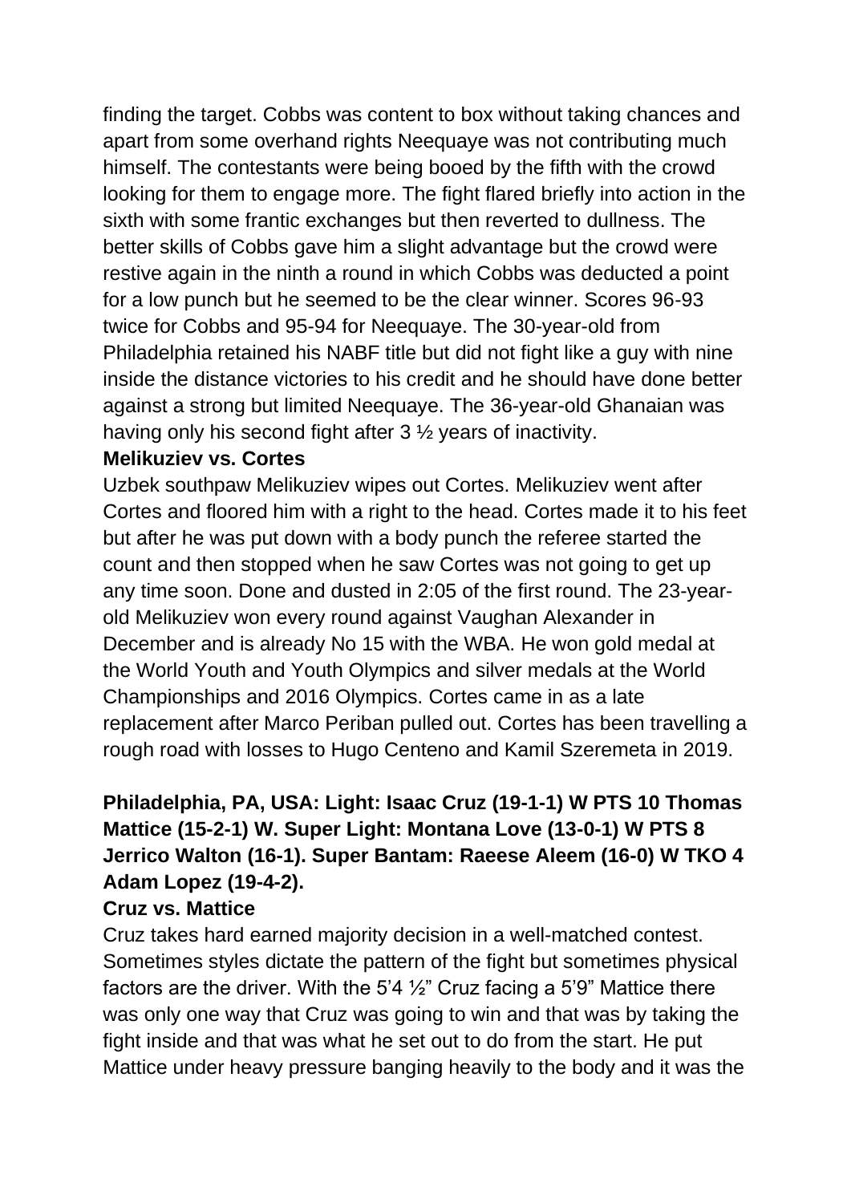finding the target. Cobbs was content to box without taking chances and apart from some overhand rights Neequaye was not contributing much himself. The contestants were being booed by the fifth with the crowd looking for them to engage more. The fight flared briefly into action in the sixth with some frantic exchanges but then reverted to dullness. The better skills of Cobbs gave him a slight advantage but the crowd were restive again in the ninth a round in which Cobbs was deducted a point for a low punch but he seemed to be the clear winner. Scores 96-93 twice for Cobbs and 95-94 for Neequaye. The 30-year-old from Philadelphia retained his NABF title but did not fight like a guy with nine inside the distance victories to his credit and he should have done better against a strong but limited Neequaye. The 36-year-old Ghanaian was having only his second fight after 3 ½ years of inactivity.

**Melikuziev vs. Cortes**

Uzbek southpaw Melikuziev wipes out Cortes. Melikuziev went after Cortes and floored him with a right to the head. Cortes made it to his feet but after he was put down with a body punch the referee started the count and then stopped when he saw Cortes was not going to get up any time soon. Done and dusted in 2:05 of the first round. The 23-year-old Melikuziev won every round against Vaughan Alexander in December and is already No 15 with the WBA. He won gold medal at the World Youth and Youth Olympics and silver medals at the World Championships and 2016 Olympics. Cortes came in as a late replacement after Marco Periban pulled out. Cortes has been travelling a rough road with losses to Hugo Centeno and Kamil Szeremeta in 2019.

**Philadelphia, PA, USA: Light: Isaac Cruz (19-1-1) W PTS 10 Thomas Mattice (15-2-1) W. Super Light: Montana Love (13-0-1) W PTS 8 Jerrico Walton (16-1). Super Bantam: Raeese Aleem (16-0) W TKO 4 Adam Lopez (19-4-2).**

**Cruz vs. Mattice**

Cruz takes hard earned majority decision in a well-matched contest. Sometimes styles dictate the pattern of the fight but sometimes physical factors are the driver. With the 5'4 ½" Cruz facing a 5'9" Mattice there was only one way that Cruz was going to win and that was by taking the fight inside and that was what he set out to do from the start. He put Mattice under heavy pressure banging heavily to the body and it was the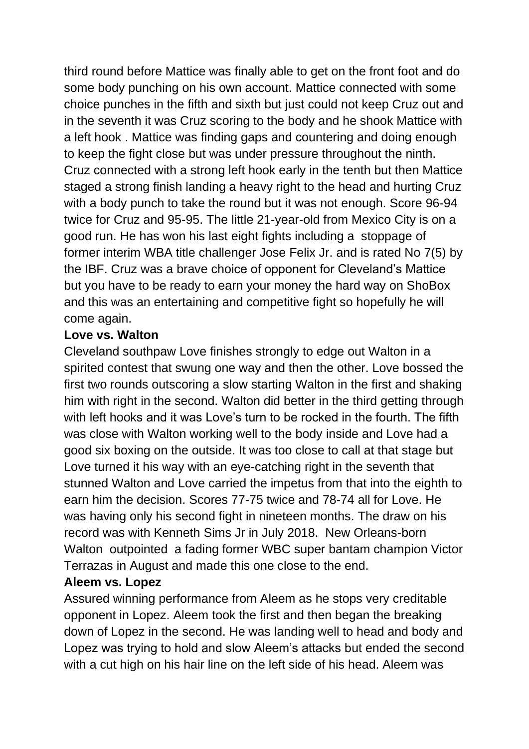third round before Mattice was finally able to get on the front foot and do some body punching on his own account. Mattice connected with some choice punches in the fifth and sixth but just could not keep Cruz out and in the seventh it was Cruz scoring to the body and he shook Mattice with a left hook . Mattice was finding gaps and countering and doing enough to keep the fight close but was under pressure throughout the ninth. Cruz connected with a strong left hook early in the tenth but then Mattice staged a strong finish landing a heavy right to the head and hurting Cruz with a body punch to take the round but it was not enough. Score 96-94 twice for Cruz and 95-95. The little 21-year-old from Mexico City is on a good run. He has won his last eight fights including a stoppage of former interim WBA title challenger Jose Felix Jr. and is rated No 7(5) by the IBF. Cruz was a brave choice of opponent for Cleveland's Mattice but you have to be ready to earn your money the hard way on ShoBox and this was an entertaining and competitive fight so hopefully he will come again.

**Love vs. Walton**

Cleveland southpaw Love finishes strongly to edge out Walton in a spirited contest that swung one way and then the other. Love bossed the first two rounds outscoring a slow starting Walton in the first and shaking him with right in the second. Walton did better in the third getting through with left hooks and it was Love's turn to be rocked in the fourth. The fifth was close with Walton working well to the body inside and Love had a good six boxing on the outside. It was too close to call at that stage but Love turned it his way with an eye-catching right in the seventh that stunned Walton and Love carried the impetus from that into the eighth to earn him the decision. Scores 77-75 twice and 78-74 all for Love. He was having only his second fight in nineteen months. The draw on his record was with Kenneth Sims Jr in July 2018. New Orleans-born Walton outpointed a fading former WBC super bantam champion Victor Terrazas in August and made this one close to the end.

**Aleem vs. Lopez**

Assured winning performance from Aleem as he stops very creditable opponent in Lopez. Aleem took the first and then began the breaking down of Lopez in the second. He was landing well to head and body and Lopez was trying to hold and slow Aleem's attacks but ended the second with a cut high on his hair line on the left side of his head. Aleem was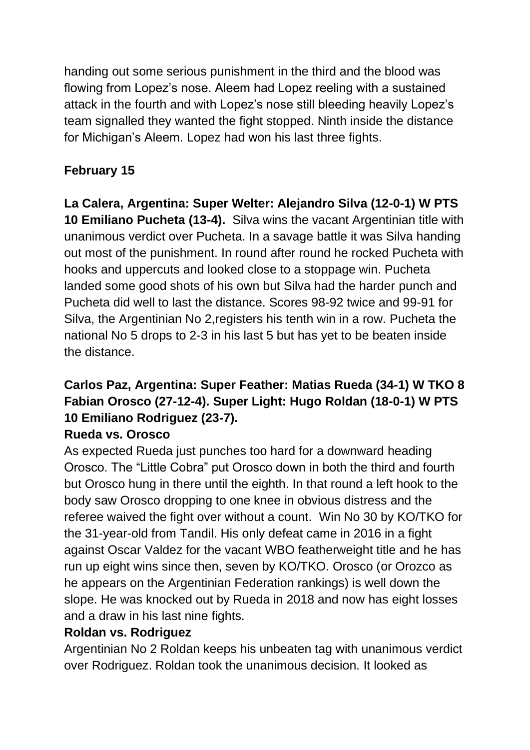handing out some serious punishment in the third and the blood was flowing from Lopez's nose. Aleem had Lopez reeling with a sustained attack in the fourth and with Lopez's nose still bleeding heavily Lopez's team signalled they wanted the fight stopped. Ninth inside the distance for Michigan's Aleem. Lopez had won his last three fights.

**February 15**

**La Calera, Argentina: Super Welter: Alejandro Silva (12-0-1) W PTS 10 Emiliano Pucheta (13-4).** Silva wins the vacant Argentinian title with unanimous verdict over Pucheta. In a savage battle it was Silva handing out most of the punishment. In round after round he rocked Pucheta with hooks and uppercuts and looked close to a stoppage win. Pucheta landed some good shots of his own but Silva had the harder punch and Pucheta did well to last the distance. Scores 98-92 twice and 99-91 for Silva, the Argentinian No 2,registers his tenth win in a row. Pucheta the national No 5 drops to 2-3 in his last 5 but has yet to be beaten inside the distance.

**Carlos Paz, Argentina: Super Feather: Matias Rueda (34-1) W TKO 8 Fabian Orosco (27-12-4). Super Light: Hugo Roldan (18-0-1) W PTS 10 Emiliano Rodriguez (23-7).**

**Rueda vs. Orosco**

As expected Rueda just punches too hard for a downward heading Orosco. The "Little Cobra" put Orosco down in both the third and fourth but Orosco hung in there until the eighth. In that round a left hook to the body saw Orosco dropping to one knee in obvious distress and the referee waived the fight over without a count. Win No 30 by KO/TKO for the 31-year-old from Tandil. His only defeat came in 2016 in a fight against Oscar Valdez for the vacant WBO featherweight title and he has run up eight wins since then, seven by KO/TKO. Orosco (or Orozco as he appears on the Argentinian Federation rankings) is well down the slope. He was knocked out by Rueda in 2018 and now has eight losses and a draw in his last nine fights.

**Roldan vs. Rodriguez**

Argentinian No 2 Roldan keeps his unbeaten tag with unanimous verdict over Rodriguez. Roldan took the unanimous decision. It looked as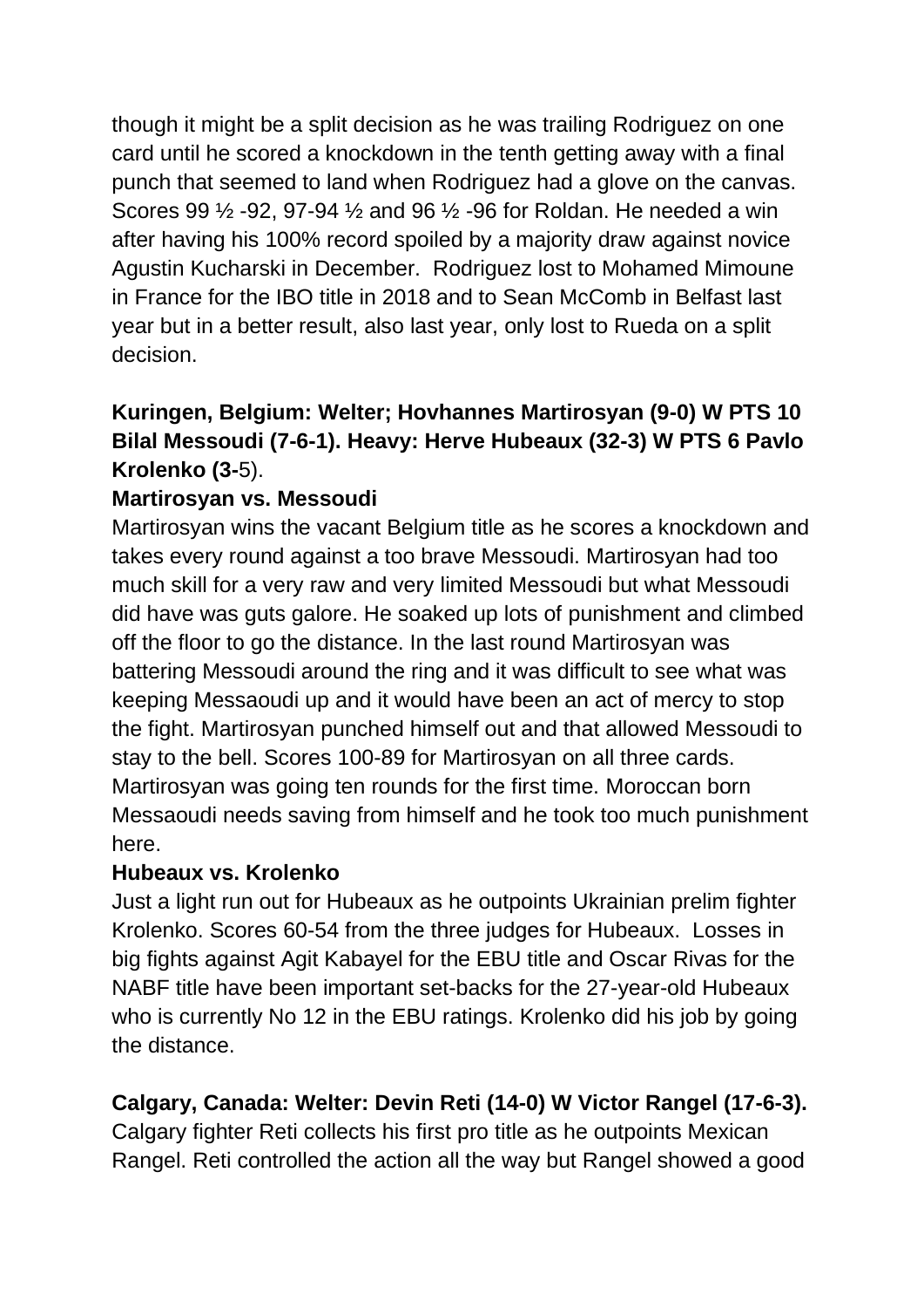though it might be a split decision as he was trailing Rodriguez on one card until he scored a knockdown in the tenth getting away with a final punch that seemed to land when Rodriguez had a glove on the canvas. Scores 99 ½ -92, 97-94 ½ and 96 ½ -96 for Roldan. He needed a win after having his 100% record spoiled by a majority draw against novice Agustin Kucharski in December. Rodriguez lost to Mohamed Mimoune in France for the IBO title in 2018 and to Sean McComb in Belfast last year but in a better result, also last year, only lost to Rueda on a split decision.

**Kuringen, Belgium: Welter; Hovhannes Martirosyan (9-0) W PTS 10 Bilal Messoudi (7-6-1). Heavy: Herve Hubeaux (32-3) W PTS 6 Pavlo Krolenko (3-**5).

**Martirosyan vs. Messoudi**

Martirosyan wins the vacant Belgium title as he scores a knockdown and takes every round against a too brave Messoudi. Martirosyan had too much skill for a very raw and very limited Messoudi but what Messoudi did have was guts galore. He soaked up lots of punishment and climbed off the floor to go the distance. In the last round Martirosyan was battering Messoudi around the ring and it was difficult to see what was keeping Messaoudi up and it would have been an act of mercy to stop the fight. Martirosyan punched himself out and that allowed Messoudi to stay to the bell. Scores 100-89 for Martirosyan on all three cards. Martirosyan was going ten rounds for the first time. Moroccan born Messaoudi needs saving from himself and he took too much punishment here.

**Hubeaux vs. Krolenko**

Just a light run out for Hubeaux as he outpoints Ukrainian prelim fighter Krolenko. Scores 60-54 from the three judges for Hubeaux. Losses in big fights against Agit Kabayel for the EBU title and Oscar Rivas for the NABF title have been important set-backs for the 27-year-old Hubeaux who is currently No 12 in the EBU ratings. Krolenko did his job by going the distance.

**Calgary, Canada: Welter: Devin Reti (14-0) W Victor Rangel (17-6-3).**

Calgary fighter Reti collects his first pro title as he outpoints Mexican Rangel. Reti controlled the action all the way but Rangel showed a good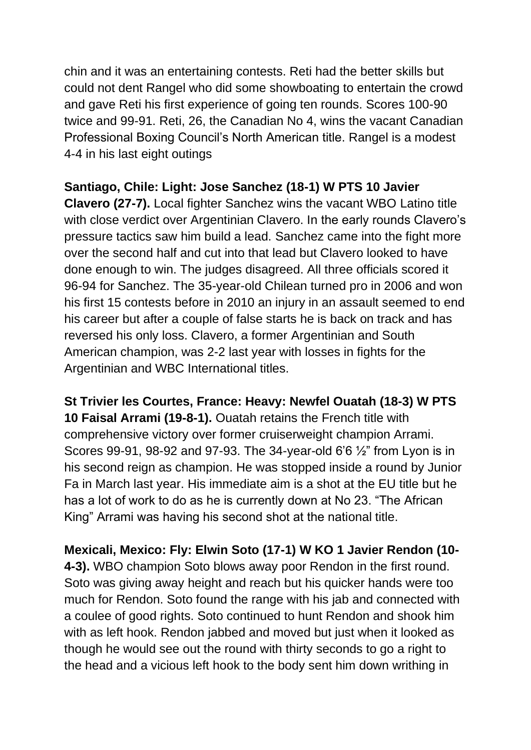chin and it was an entertaining contests. Reti had the better skills but could not dent Rangel who did some showboating to entertain the crowd and gave Reti his first experience of going ten rounds. Scores 100-90 twice and 99-91. Reti, 26, the Canadian No 4, wins the vacant Canadian Professional Boxing Council's North American title. Rangel is a modest 4-4 in his last eight outings

**Santiago, Chile: Light: Jose Sanchez (18-1) W PTS 10 Javier Clavero (27-7).** Local fighter Sanchez wins the vacant WBO Latino title with close verdict over Argentinian Clavero. In the early rounds Clavero's pressure tactics saw him build a lead. Sanchez came into the fight more over the second half and cut into that lead but Clavero looked to have done enough to win. The judges disagreed. All three officials scored it 96-94 for Sanchez. The 35-year-old Chilean turned pro in 2006 and won his first 15 contests before in 2010 an injury in an assault seemed to end his career but after a couple of false starts he is back on track and has reversed his only loss. Clavero, a former Argentinian and South American champion, was 2-2 last year with losses in fights for the Argentinian and WBC International titles.

**St Trivier les Courtes, France: Heavy: Newfel Ouatah (18-3) W PTS 10 Faisal Arrami (19-8-1).** Ouatah retains the French title with comprehensive victory over former cruiserweight champion Arrami. Scores 99-91, 98-92 and 97-93. The 34-year-old 6'6 ½" from Lyon is in his second reign as champion. He was stopped inside a round by Junior Fa in March last year. His immediate aim is a shot at the EU title but he has a lot of work to do as he is currently down at No 23. "The African King" Arrami was having his second shot at the national title.

**Mexicali, Mexico: Fly: Elwin Soto (17-1) W KO 1 Javier Rendon (10-4-3).** WBO champion Soto blows away poor Rendon in the first round. Soto was giving away height and reach but his quicker hands were too much for Rendon. Soto found the range with his jab and connected with a coulee of good rights. Soto continued to hunt Rendon and shook him with as left hook. Rendon jabbed and moved but just when it looked as though he would see out the round with thirty seconds to go a right to the head and a vicious left hook to the body sent him down writhing in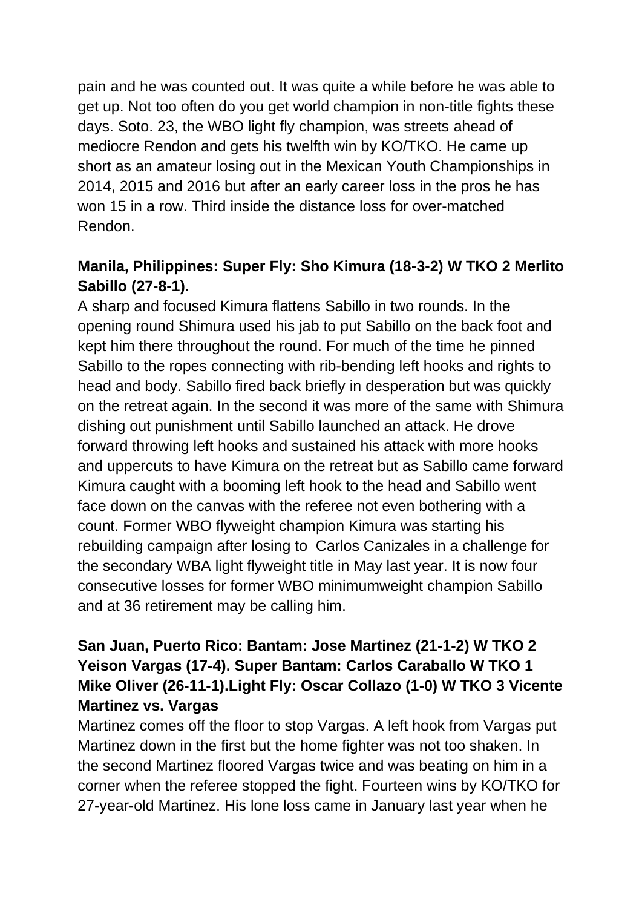pain and he was counted out. It was quite a while before he was able to get up. Not too often do you get world champion in non-title fights these days. Soto. 23, the WBO light fly champion, was streets ahead of mediocre Rendon and gets his twelfth win by KO/TKO. He came up short as an amateur losing out in the Mexican Youth Championships in 2014, 2015 and 2016 but after an early career loss in the pros he has won 15 in a row. Third inside the distance loss for over-matched Rendon.

**Manila, Philippines: Super Fly: Sho Kimura (18-3-2) W TKO 2 Merlito Sabillo (27-8-1).**

A sharp and focused Kimura flattens Sabillo in two rounds. In the opening round Shimura used his jab to put Sabillo on the back foot and kept him there throughout the round. For much of the time he pinned Sabillo to the ropes connecting with rib-bending left hooks and rights to head and body. Sabillo fired back briefly in desperation but was quickly on the retreat again. In the second it was more of the same with Shimura dishing out punishment until Sabillo launched an attack. He drove forward throwing left hooks and sustained his attack with more hooks and uppercuts to have Kimura on the retreat but as Sabillo came forward Kimura caught with a booming left hook to the head and Sabillo went face down on the canvas with the referee not even bothering with a count. Former WBO flyweight champion Kimura was starting his rebuilding campaign after losing to Carlos Canizales in a challenge for the secondary WBA light flyweight title in May last year. It is now four consecutive losses for former WBO minimumweight champion Sabillo and at 36 retirement may be calling him.

**San Juan, Puerto Rico: Bantam: Jose Martinez (21-1-2) W TKO 2 Yeison Vargas (17-4). Super Bantam: Carlos Caraballo W TKO 1 Mike Oliver (26-11-1).Light Fly: Oscar Collazo (1-0) W TKO 3 Vicente Martinez vs. Vargas**

Martinez comes off the floor to stop Vargas. A left hook from Vargas put Martinez down in the first but the home fighter was not too shaken. In the second Martinez floored Vargas twice and was beating on him in a corner when the referee stopped the fight. Fourteen wins by KO/TKO for 27-year-old Martinez. His lone loss came in January last year when he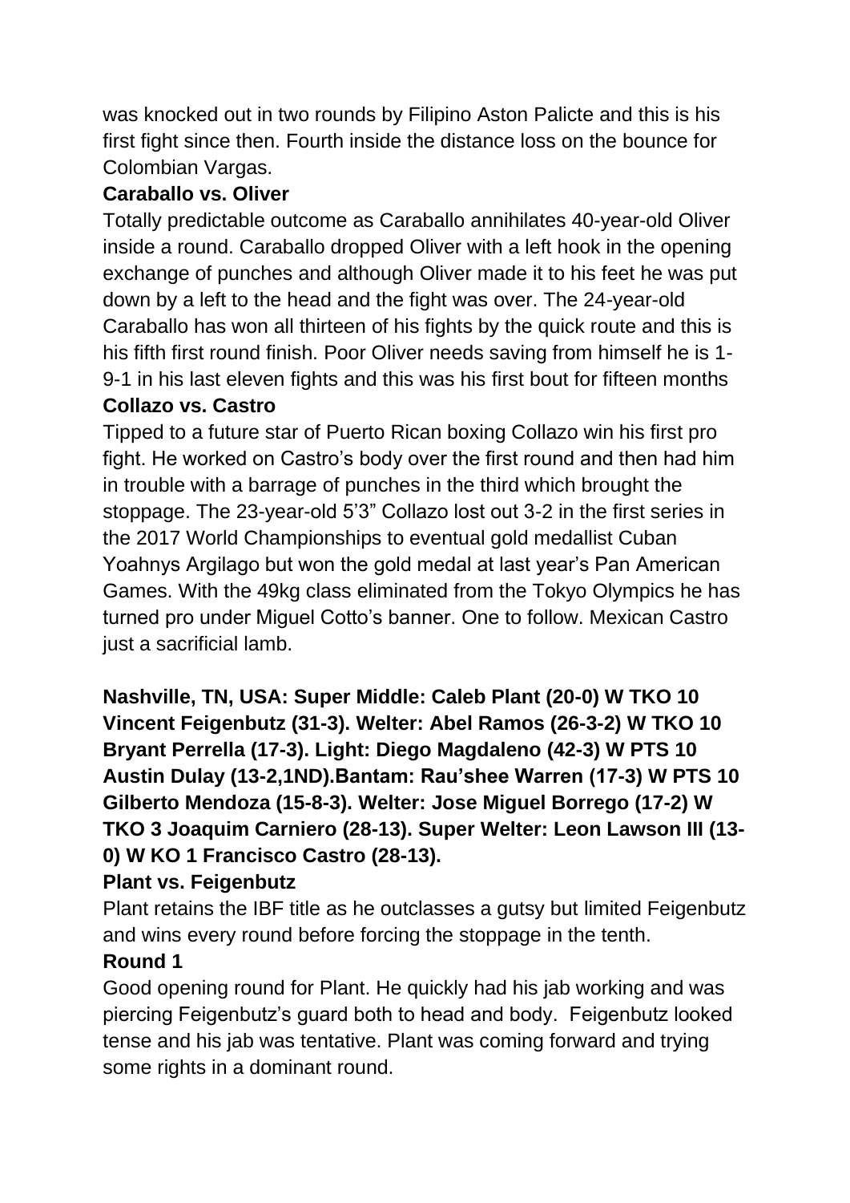was knocked out in two rounds by Filipino Aston Palicte and this is his first fight since then. Fourth inside the distance loss on the bounce for Colombian Vargas.

**Caraballo vs. Oliver**

Totally predictable outcome as Caraballo annihilates 40-year-old Oliver inside a round. Caraballo dropped Oliver with a left hook in the opening exchange of punches and although Oliver made it to his feet he was put down by a left to the head and the fight was over. The 24-year-old Caraballo has won all thirteen of his fights by the quick route and this is his fifth first round finish. Poor Oliver needs saving from himself he is 1-9-1 in his last eleven fights and this was his first bout for fifteen months

**Collazo vs. Castro**

Tipped to a future star of Puerto Rican boxing Collazo win his first pro fight. He worked on Castro's body over the first round and then had him in trouble with a barrage of punches in the third which brought the stoppage. The 23-year-old 5'3" Collazo lost out 3-2 in the first series in the 2017 World Championships to eventual gold medallist Cuban Yoahnys Argilago but won the gold medal at last year's Pan American Games. With the 49kg class eliminated from the Tokyo Olympics he has turned pro under Miguel Cotto's banner. One to follow. Mexican Castro just a sacrificial lamb.

**Nashville, TN, USA: Super Middle: Caleb Plant (20-0) W TKO 10 Vincent Feigenbutz (31-3). Welter: Abel Ramos (26-3-2) W TKO 10 Bryant Perrella (17-3). Light: Diego Magdaleno (42-3) W PTS 10 Austin Dulay (13-2,1ND).Bantam: Rau'shee Warren (17-3) W PTS 10 Gilberto Mendoza (15-8-3). Welter: Jose Miguel Borrego (17-2) W TKO 3 Joaquim Carniero (28-13). Super Welter: Leon Lawson III (13-0) W KO 1 Francisco Castro (28-13).**

**Plant vs. Feigenbutz**

Plant retains the IBF title as he outclasses a gutsy but limited Feigenbutz and wins every round before forcing the stoppage in the tenth.

**Round 1**

Good opening round for Plant. He quickly had his jab working and was piercing Feigenbutz's guard both to head and body. Feigenbutz looked tense and his jab was tentative. Plant was coming forward and trying some rights in a dominant round.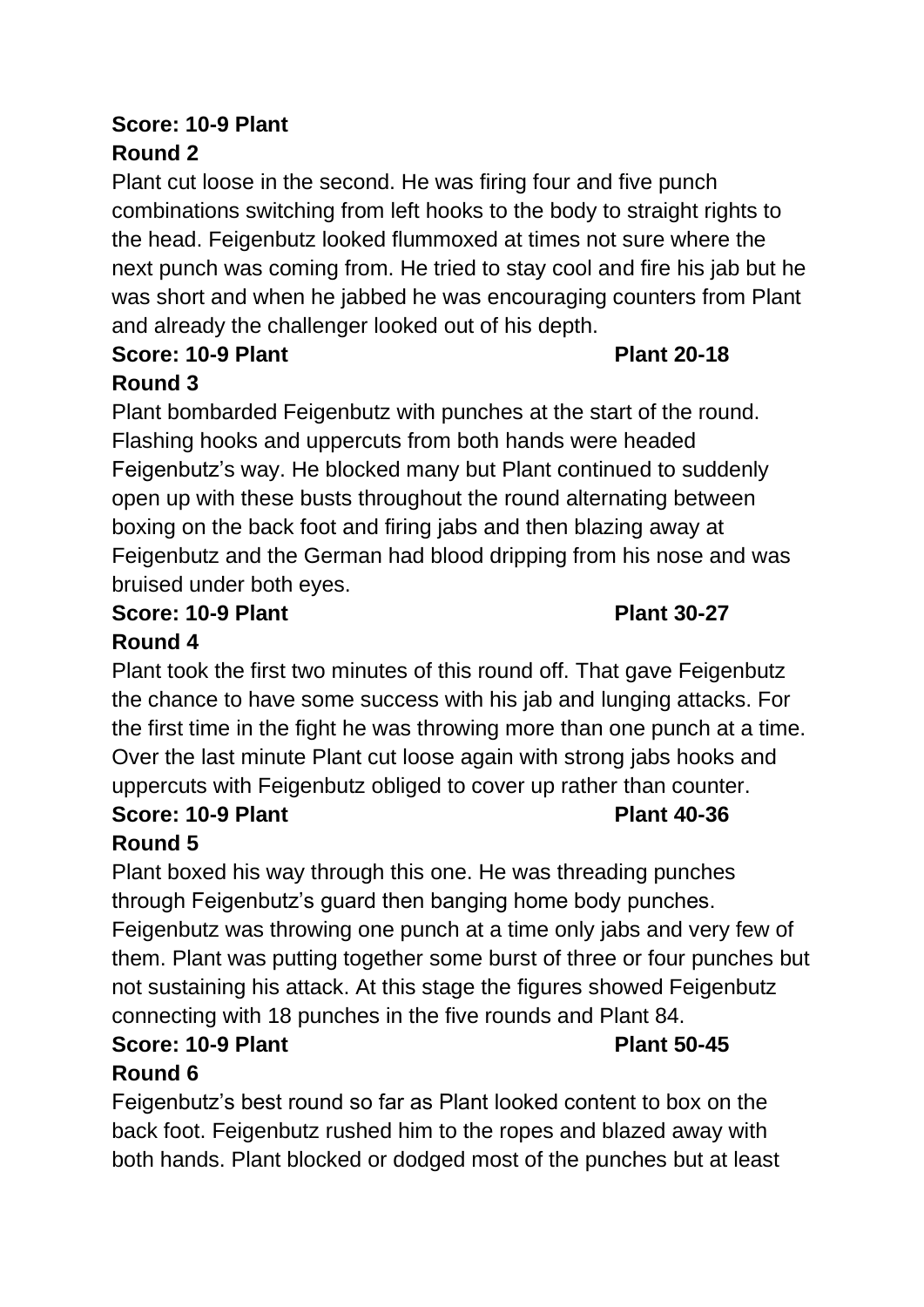**Score: 10-9 Plant**

**Round 2**

Plant cut loose in the second. He was firing four and five punch combinations switching from left hooks to the body to straight rights to the head. Feigenbutz looked flummoxed at times not sure where the next punch was coming from. He tried to stay cool and fire his jab but he was short and when he jabbed he was encouraging counters from Plant and already the challenger looked out of his depth.

**Score: 10-9 Plant** **Plant 20-18**

**Round 3**

Plant bombarded Feigenbutz with punches at the start of the round. Flashing hooks and uppercuts from both hands were headed Feigenbutz's way. He blocked many but Plant continued to suddenly open up with these busts throughout the round alternating between boxing on the back foot and firing jabs and then blazing away at Feigenbutz and the German had blood dripping from his nose and was bruised under both eyes.

**Score: 10-9 Plant** **Plant 30-27**

**Round 4**

Plant took the first two minutes of this round off. That gave Feigenbutz the chance to have some success with his jab and lunging attacks. For the first time in the fight he was throwing more than one punch at a time. Over the last minute Plant cut loose again with strong jabs hooks and uppercuts with Feigenbutz obliged to cover up rather than counter.

**Score: 10-9 Plant** **Plant 40-36**

**Round 5**

Plant boxed his way through this one. He was threading punches through Feigenbutz's guard then banging home body punches. Feigenbutz was throwing one punch at a time only jabs and very few of them. Plant was putting together some burst of three or four punches but not sustaining his attack. At this stage the figures showed Feigenbutz connecting with 18 punches in the five rounds and Plant 84.

**Score: 10-9 Plant** **Plant 50-45**

**Round 6**

Feigenbutz's best round so far as Plant looked content to box on the back foot. Feigenbutz rushed him to the ropes and blazed away with both hands. Plant blocked or dodged most of the punches but at least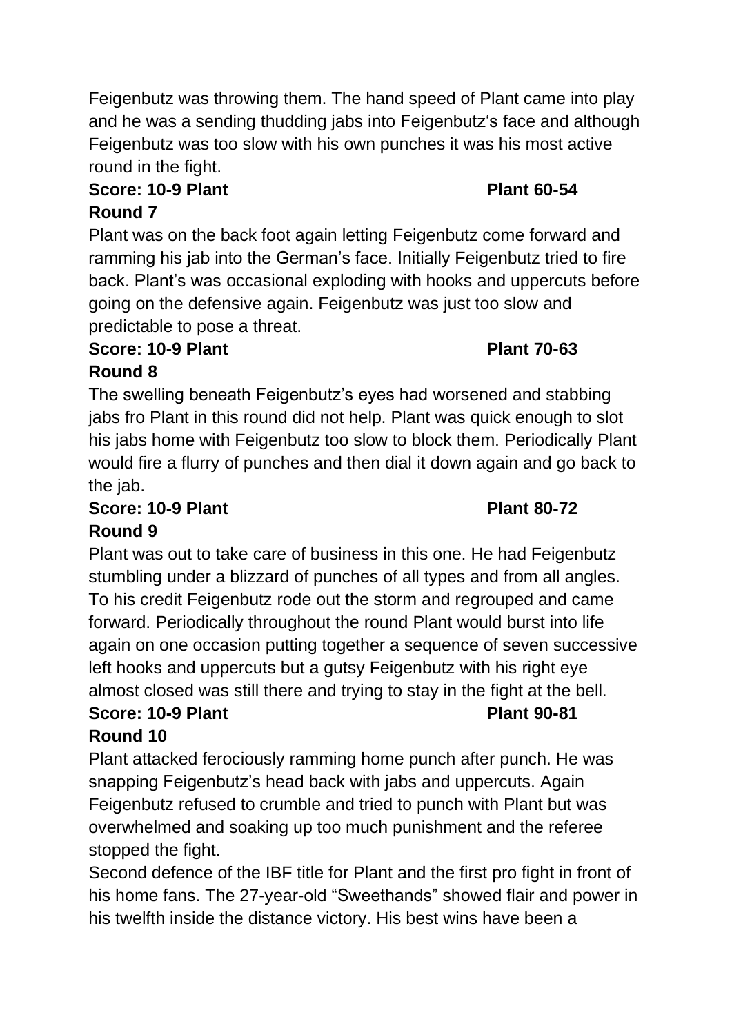Feigenbutz was throwing them. The hand speed of Plant came into play and he was a sending thudding jabs into Feigenbutz's face and although Feigenbutz was too slow with his own punches it was his most active round in the fight.

**Score: 10-9 Plant Plant 60-54**

**Round 7**

Plant was on the back foot again letting Feigenbutz come forward and ramming his jab into the German's face. Initially Feigenbutz tried to fire back. Plant's was occasional exploding with hooks and uppercuts before going on the defensive again. Feigenbutz was just too slow and predictable to pose a threat.

**Score: 10-9 Plant Plant 70-63**

**Round 8**

The swelling beneath Feigenbutz's eyes had worsened and stabbing jabs fro Plant in this round did not help. Plant was quick enough to slot his jabs home with Feigenbutz too slow to block them. Periodically Plant would fire a flurry of punches and then dial it down again and go back to the jab.

**Score: 10-9 Plant Plant 80-72**

**Round 9**

Plant was out to take care of business in this one. He had Feigenbutz stumbling under a blizzard of punches of all types and from all angles. To his credit Feigenbutz rode out the storm and regrouped and came forward. Periodically throughout the round Plant would burst into life again on one occasion putting together a sequence of seven successive left hooks and uppercuts but a gutsy Feigenbutz with his right eye almost closed was still there and trying to stay in the fight at the bell.

**Score: 10-9 Plant Plant 90-81**

**Round 10**

Plant attacked ferociously ramming home punch after punch. He was snapping Feigenbutz's head back with jabs and uppercuts. Again Feigenbutz refused to crumble and tried to punch with Plant but was overwhelmed and soaking up too much punishment and the referee stopped the fight.

Second defence of the IBF title for Plant and the first pro fight in front of his home fans. The 27-year-old "Sweethands" showed flair and power in his twelfth inside the distance victory. His best wins have been a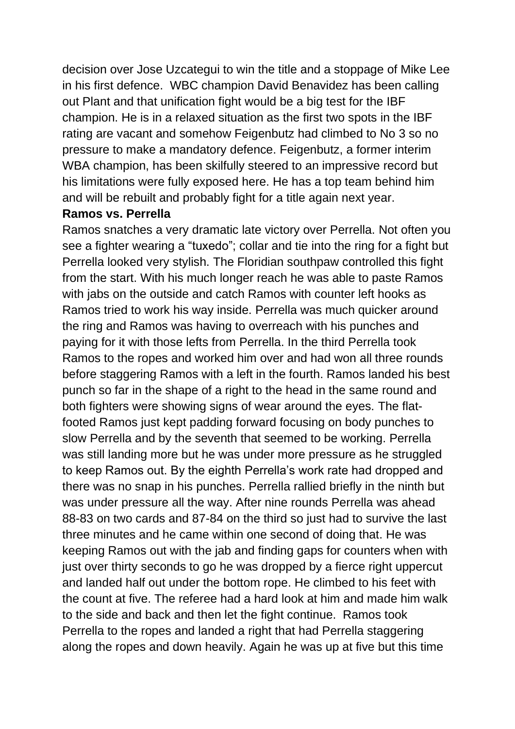decision over Jose Uzcategui to win the title and a stoppage of Mike Lee in his first defence. WBC champion David Benavidez has been calling out Plant and that unification fight would be a big test for the IBF champion. He is in a relaxed situation as the first two spots in the IBF rating are vacant and somehow Feigenbutz had climbed to No 3 so no pressure to make a mandatory defence. Feigenbutz, a former interim WBA champion, has been skilfully steered to an impressive record but his limitations were fully exposed here. He has a top team behind him and will be rebuilt and probably fight for a title again next year.

**Ramos vs. Perrella**

Ramos snatches a very dramatic late victory over Perrella. Not often you see a fighter wearing a "tuxedo"; collar and tie into the ring for a fight but Perrella looked very stylish. The Floridian southpaw controlled this fight from the start. With his much longer reach he was able to paste Ramos with jabs on the outside and catch Ramos with counter left hooks as Ramos tried to work his way inside. Perrella was much quicker around the ring and Ramos was having to overreach with his punches and paying for it with those lefts from Perrella. In the third Perrella took Ramos to the ropes and worked him over and had won all three rounds before staggering Ramos with a left in the fourth. Ramos landed his best punch so far in the shape of a right to the head in the same round and both fighters were showing signs of wear around the eyes. The flat-footed Ramos just kept padding forward focusing on body punches to slow Perrella and by the seventh that seemed to be working. Perrella was still landing more but he was under more pressure as he struggled to keep Ramos out. By the eighth Perrella's work rate had dropped and there was no snap in his punches. Perrella rallied briefly in the ninth but was under pressure all the way. After nine rounds Perrella was ahead 88-83 on two cards and 87-84 on the third so just had to survive the last three minutes and he came within one second of doing that. He was keeping Ramos out with the jab and finding gaps for counters when with just over thirty seconds to go he was dropped by a fierce right uppercut and landed half out under the bottom rope. He climbed to his feet with the count at five. The referee had a hard look at him and made him walk to the side and back and then let the fight continue. Ramos took Perrella to the ropes and landed a right that had Perrella staggering along the ropes and down heavily. Again he was up at five but this time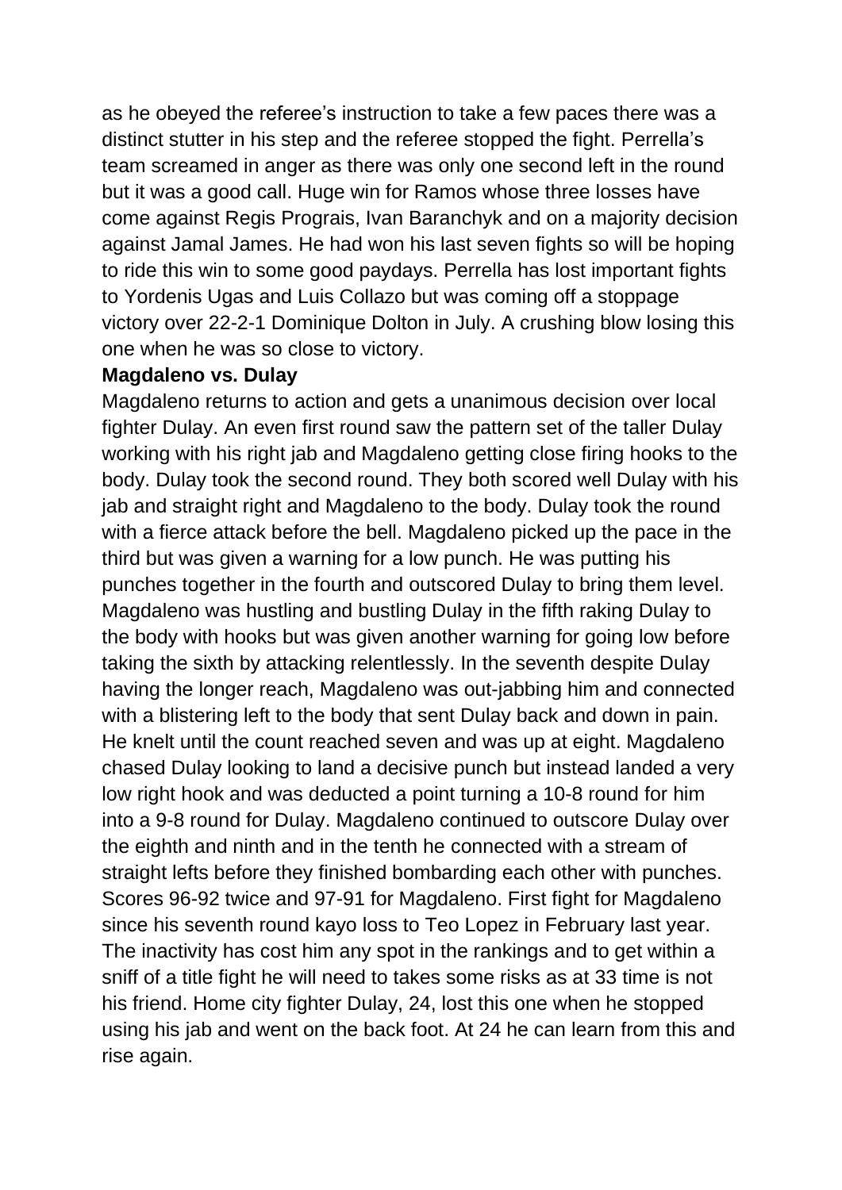as he obeyed the referee's instruction to take a few paces there was a distinct stutter in his step and the referee stopped the fight. Perrella's team screamed in anger as there was only one second left in the round but it was a good call. Huge win for Ramos whose three losses have come against Regis Prograis, Ivan Baranchyk and on a majority decision against Jamal James. He had won his last seven fights so will be hoping to ride this win to some good paydays. Perrella has lost important fights to Yordenis Ugas and Luis Collazo but was coming off a stoppage victory over 22-2-1 Dominique Dolton in July. A crushing blow losing this one when he was so close to victory.

**Magdaleno vs. Dulay**

Magdaleno returns to action and gets a unanimous decision over local fighter Dulay. An even first round saw the pattern set of the taller Dulay working with his right jab and Magdaleno getting close firing hooks to the body. Dulay took the second round. They both scored well Dulay with his jab and straight right and Magdaleno to the body. Dulay took the round with a fierce attack before the bell. Magdaleno picked up the pace in the third but was given a warning for a low punch. He was putting his punches together in the fourth and outscored Dulay to bring them level. Magdaleno was hustling and bustling Dulay in the fifth raking Dulay to the body with hooks but was given another warning for going low before taking the sixth by attacking relentlessly. In the seventh despite Dulay having the longer reach, Magdaleno was out-jabbing him and connected with a blistering left to the body that sent Dulay back and down in pain. He knelt until the count reached seven and was up at eight. Magdaleno chased Dulay looking to land a decisive punch but instead landed a very low right hook and was deducted a point turning a 10-8 round for him into a 9-8 round for Dulay. Magdaleno continued to outscore Dulay over the eighth and ninth and in the tenth he connected with a stream of straight lefts before they finished bombarding each other with punches. Scores 96-92 twice and 97-91 for Magdaleno. First fight for Magdaleno since his seventh round kayo loss to Teo Lopez in February last year. The inactivity has cost him any spot in the rankings and to get within a sniff of a title fight he will need to takes some risks as at 33 time is not his friend. Home city fighter Dulay, 24, lost this one when he stopped using his jab and went on the back foot. At 24 he can learn from this and rise again.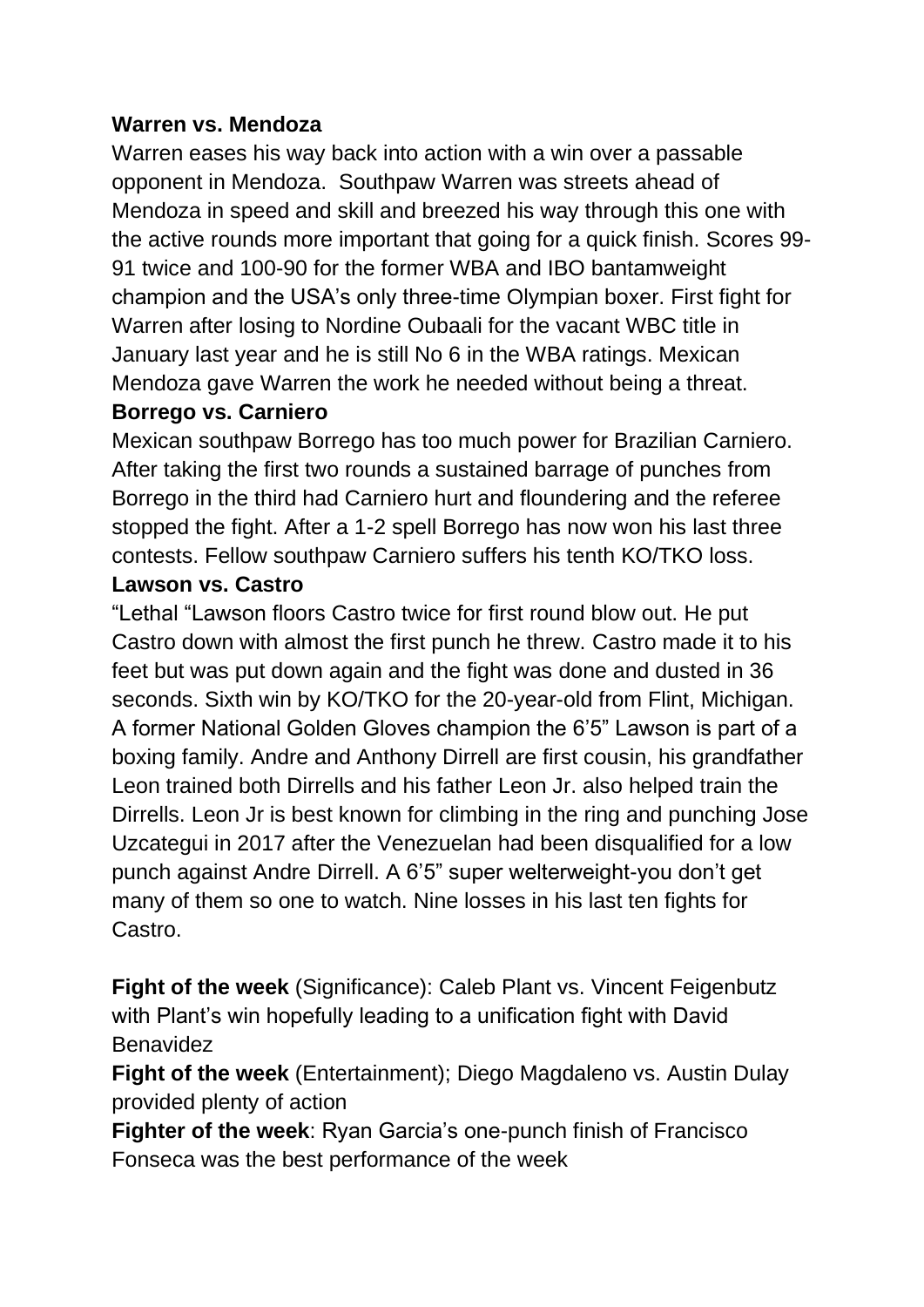**Warren vs. Mendoza**

Warren eases his way back into action with a win over a passable opponent in Mendoza. Southpaw Warren was streets ahead of Mendoza in speed and skill and breezed his way through this one with the active rounds more important that going for a quick finish. Scores 99-91 twice and 100-90 for the former WBA and IBO bantamweight champion and the USA's only three-time Olympian boxer. First fight for Warren after losing to Nordine Oubaali for the vacant WBC title in January last year and he is still No 6 in the WBA ratings. Mexican Mendoza gave Warren the work he needed without being a threat.

**Borrego vs. Carniero**

Mexican southpaw Borrego has too much power for Brazilian Carniero. After taking the first two rounds a sustained barrage of punches from Borrego in the third had Carniero hurt and floundering and the referee stopped the fight. After a 1-2 spell Borrego has now won his last three contests. Fellow southpaw Carniero suffers his tenth KO/TKO loss.

**Lawson vs. Castro**

"Lethal "Lawson floors Castro twice for first round blow out. He put Castro down with almost the first punch he threw. Castro made it to his feet but was put down again and the fight was done and dusted in 36 seconds. Sixth win by KO/TKO for the 20-year-old from Flint, Michigan. A former National Golden Gloves champion the 6'5" Lawson is part of a boxing family. Andre and Anthony Dirrell are first cousin, his grandfather Leon trained both Dirrells and his father Leon Jr. also helped train the Dirrells. Leon Jr is best known for climbing in the ring and punching Jose Uzcategui in 2017 after the Venezuelan had been disqualified for a low punch against Andre Dirrell. A 6'5" super welterweight-you don't get many of them so one to watch. Nine losses in his last ten fights for Castro.

**Fight of the week** (Significance): Caleb Plant vs. Vincent Feigenbutz with Plant's win hopefully leading to a unification fight with David Benavidez

**Fight of the week** (Entertainment); Diego Magdaleno vs. Austin Dulay provided plenty of action

**Fighter of the week**: Ryan Garcia's one-punch finish of Francisco Fonseca was the best performance of the week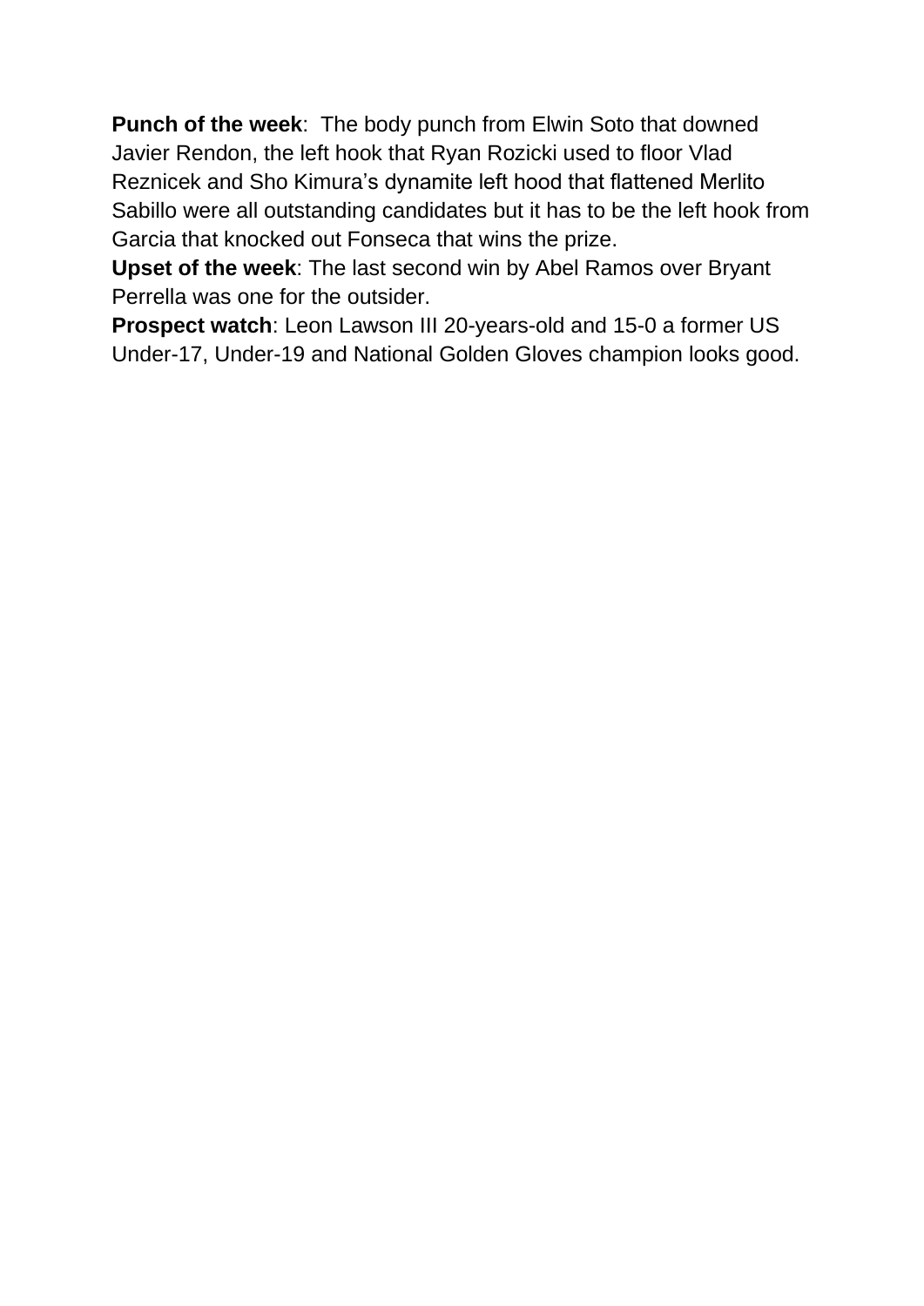**Punch of the week**:  The body punch from Elwin Soto that downed Javier Rendon, the left hook that Ryan Rozicki used to floor Vlad Reznicek and Sho Kimura's dynamite left hood that flattened Merlito Sabillo were all outstanding candidates but it has to be the left hook from Garcia that knocked out Fonseca that wins the prize.

**Upset of the week**: The last second win by Abel Ramos over Bryant Perrella was one for the outsider.

**Prospect watch**: Leon Lawson III 20-years-old and 15-0 a former US Under-17, Under-19 and National Golden Gloves champion looks good.